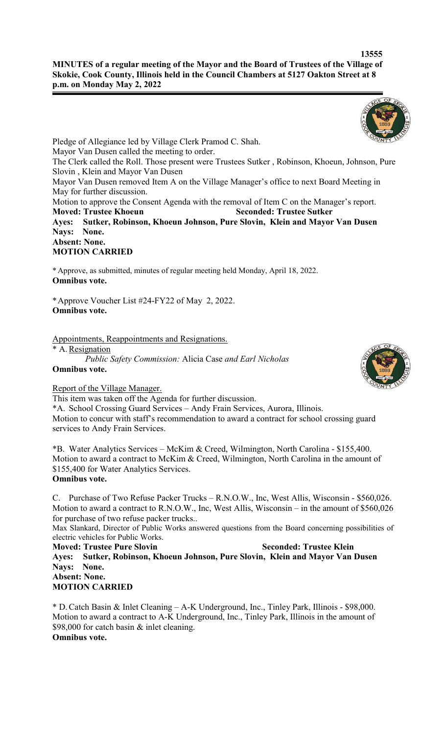**MINUTES of a regular meeting of the Mayor and the Board of Trustees of the Village of Skokie, Cook County, Illinois held in the Council Chambers at 5127 Oakton Street at 8 p.m. on Monday May 2, 2022**

Pledge of Allegiance led by Village Clerk Pramod C. Shah.

Mayor Van Dusen called the meeting to order.

The Clerk called the Roll. Those present were Trustees Sutker , Robinson, Khoeun, Johnson, Pure Slovin , Klein and Mayor Van Dusen

Mayor Van Dusen removed Item A on the Village Manager's office to next Board Meeting in May for further discussion.

Motion to approve the Consent Agenda with the removal of Item C on the Manager's report.

**Moved: Trustee Khoeun** **Seconded: Trustee Sutker**

**Ayes: Sutker, Robinson, Khoeun Johnson, Pure Slovin, Klein and Mayor Van Dusen**

**Nays: None.**

**Absent: None.**

**MOTION CARRIED**

* Approve, as submitted, minutes of regular meeting held Monday, April 18, 2022.

**Omnibus vote.**

*Approve Voucher List #24-FY22 of May 2, 2022.

**Omnibus vote.**

Appointments, Reappointments and Resignations.

* A. Resignation

*Public Safety Commission:* Alicia Case *and Earl Nicholas*

**Omnibus vote.**

Report of the Village Manager.

This item was taken off the Agenda for further discussion.

*A. School Crossing Guard Services – Andy Frain Services, Aurora, Illinois.

Motion to concur with staff's recommendation to award a contract for school crossing guard services to Andy Frain Services.

*B. Water Analytics Services – McKim & Creed, Wilmington, North Carolina - $155,400.

Motion to award a contract to McKim & Creed, Wilmington, North Carolina in the amount of $155,400 for Water Analytics Services.

**Omnibus vote.**

C. Purchase of Two Refuse Packer Trucks – R.N.O.W., Inc, West Allis, Wisconsin - $560,026.

Motion to award a contract to R.N.O.W., Inc, West Allis, Wisconsin – in the amount of $560,026 for purchase of two refuse packer trucks..

Max Slankard, Director of Public Works answered questions from the Board concerning possibilities of electric vehicles for Public Works.

**Moved: Trustee Pure Slovin** **Seconded: Trustee Klein**

**Ayes: Sutker, Robinson, Khoeun Johnson, Pure Slovin, Klein and Mayor Van Dusen**

**Nays: None.**

**Absent: None.**

**MOTION CARRIED**

* D. Catch Basin & Inlet Cleaning – A-K Underground, Inc., Tinley Park, Illinois - $98,000.

Motion to award a contract to A-K Underground, Inc., Tinley Park, Illinois in the amount of $98,000 for catch basin & inlet cleaning.

**Omnibus vote.**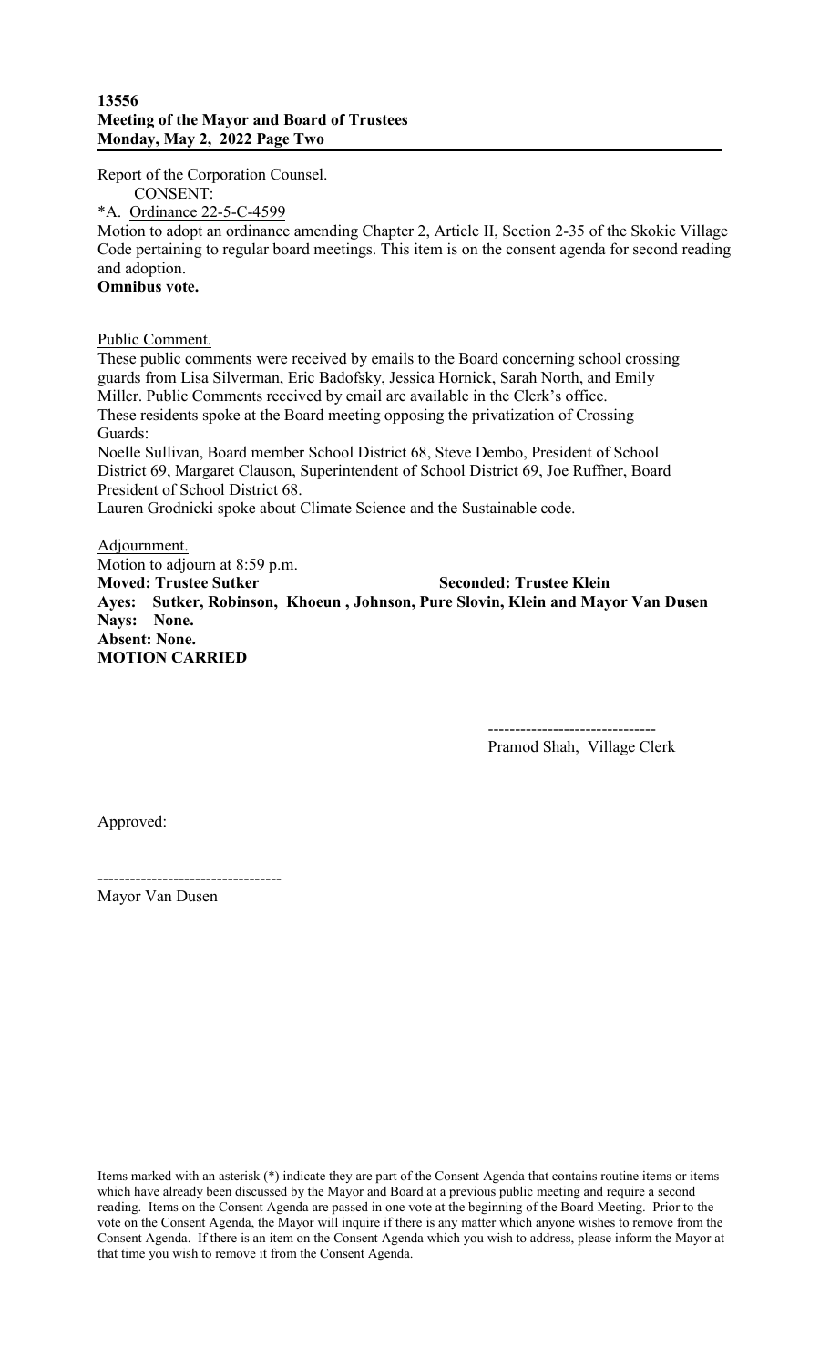Report of the Corporation Counsel.

CONSENT:

*A. Ordinance 22-5-C-4599

Motion to adopt an ordinance amending Chapter 2, Article II, Section 2-35 of the Skokie Village Code pertaining to regular board meetings. This item is on the consent agenda for second reading and adoption.

**Omnibus vote.**

Public Comment.

These public comments were received by emails to the Board concerning school crossing guards from Lisa Silverman, Eric Badofsky, Jessica Hornick, Sarah North, and Emily Miller. Public Comments received by email are available in the Clerk's office.

These residents spoke at the Board meeting opposing the privatization of Crossing Guards:

Noelle Sullivan, Board member School District 68, Steve Dembo, President of School District 69, Margaret Clauson, Superintendent of School District 69, Joe Ruffner, Board President of School District 68.

Lauren Grodnicki spoke about Climate Science and the Sustainable code.

Adjournment.

Motion to adjourn at 8:59 p.m.

**Moved: Trustee Sutker** **Seconded: Trustee Klein**

**Ayes: Sutker, Robinson, Khoeun , Johnson, Pure Slovin, Klein and Mayor Van Dusen**

**Nays: None.**

**Absent: None.**

**MOTION CARRIED**

-------------------------------

Pramod Shah, Village Clerk

Approved:

---------------------------------

Mayor Van Dusen

Items marked with an asterisk (*) indicate they are part of the Consent Agenda that contains routine items or items which have already been discussed by the Mayor and Board at a previous public meeting and require a second reading. Items on the Consent Agenda are passed in one vote at the beginning of the Board Meeting. Prior to the vote on the Consent Agenda, the Mayor will inquire if there is any matter which anyone wishes to remove from the Consent Agenda. If there is an item on the Consent Agenda which you wish to address, please inform the Mayor at that time you wish to remove it from the Consent Agenda.